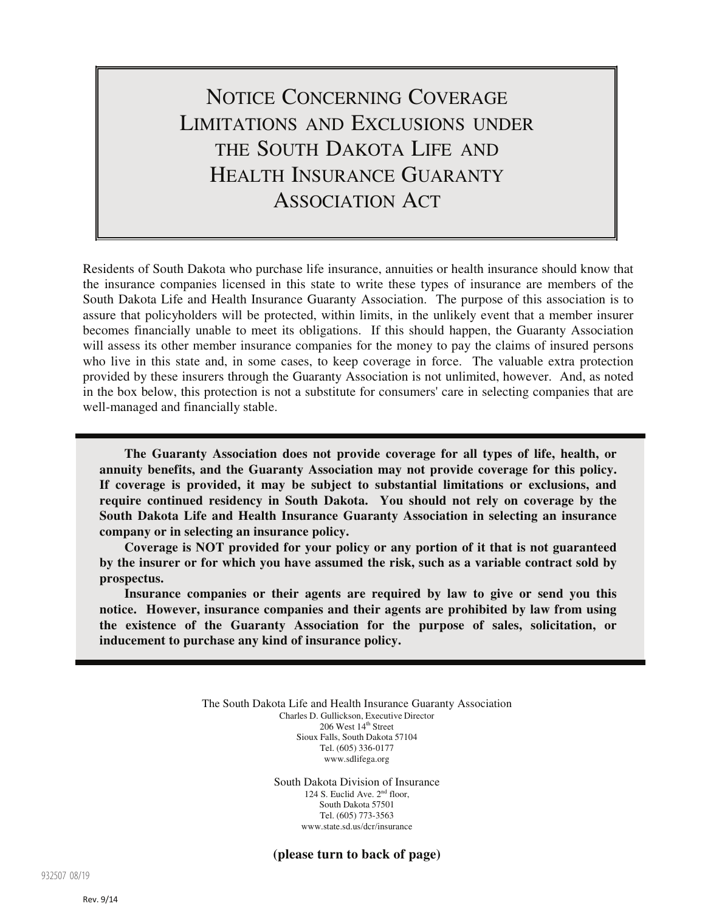# Notice Concerning Coverage Limitations and Exclusions under the South Dakota Life and Health Insurance Guaranty Association Act

Residents of South Dakota who purchase life insurance, annuities or health insurance should know that the insurance companies licensed in this state to write these types of insurance are members of the South Dakota Life and Health Insurance Guaranty Association. The purpose of this association is to assure that policyholders will be protected, within limits, in the unlikely event that a member insurer becomes financially unable to meet its obligations. If this should happen, the Guaranty Association will assess its other member insurance companies for the money to pay the claims of insured persons who live in this state and, in some cases, to keep coverage in force. The valuable extra protection provided by these insurers through the Guaranty Association is not unlimited, however. And, as noted in the box below, this protection is not a substitute for consumers' care in selecting companies that are well-managed and financially stable.

**The Guaranty Association does not provide coverage for all types of life, health, or annuity benefits, and the Guaranty Association may not provide coverage for this policy. If coverage is provided, it may be subject to substantial limitations or exclusions, and require continued residency in South Dakota. You should not rely on coverage by the South Dakota Life and Health Insurance Guaranty Association in selecting an insurance company or in selecting an insurance policy.**

**Coverage is NOT provided for your policy or any portion of it that is not guaranteed by the insurer or for which you have assumed the risk, such as a variable contract sold by prospectus.**

**Insurance companies or their agents are required by law to give or send you this notice. However, insurance companies and their agents are prohibited by law from using the existence of the Guaranty Association for the purpose of sales, solicitation, or inducement to purchase any kind of insurance policy.**

The South Dakota Life and Health Insurance Guaranty Association
Charles D. Gullickson, Executive Director
206 West 14th Street
Sioux Falls, South Dakota 57104
Tel. (605) 336-0177
www.sdlifega.org

South Dakota Division of Insurance
124 S. Euclid Ave. 2nd floor,
South Dakota 57501
Tel. (605) 773-3563
www.state.sd.us/dcr/insurance

**(please turn to back of page)**

932507 08/19

Rev. 9/14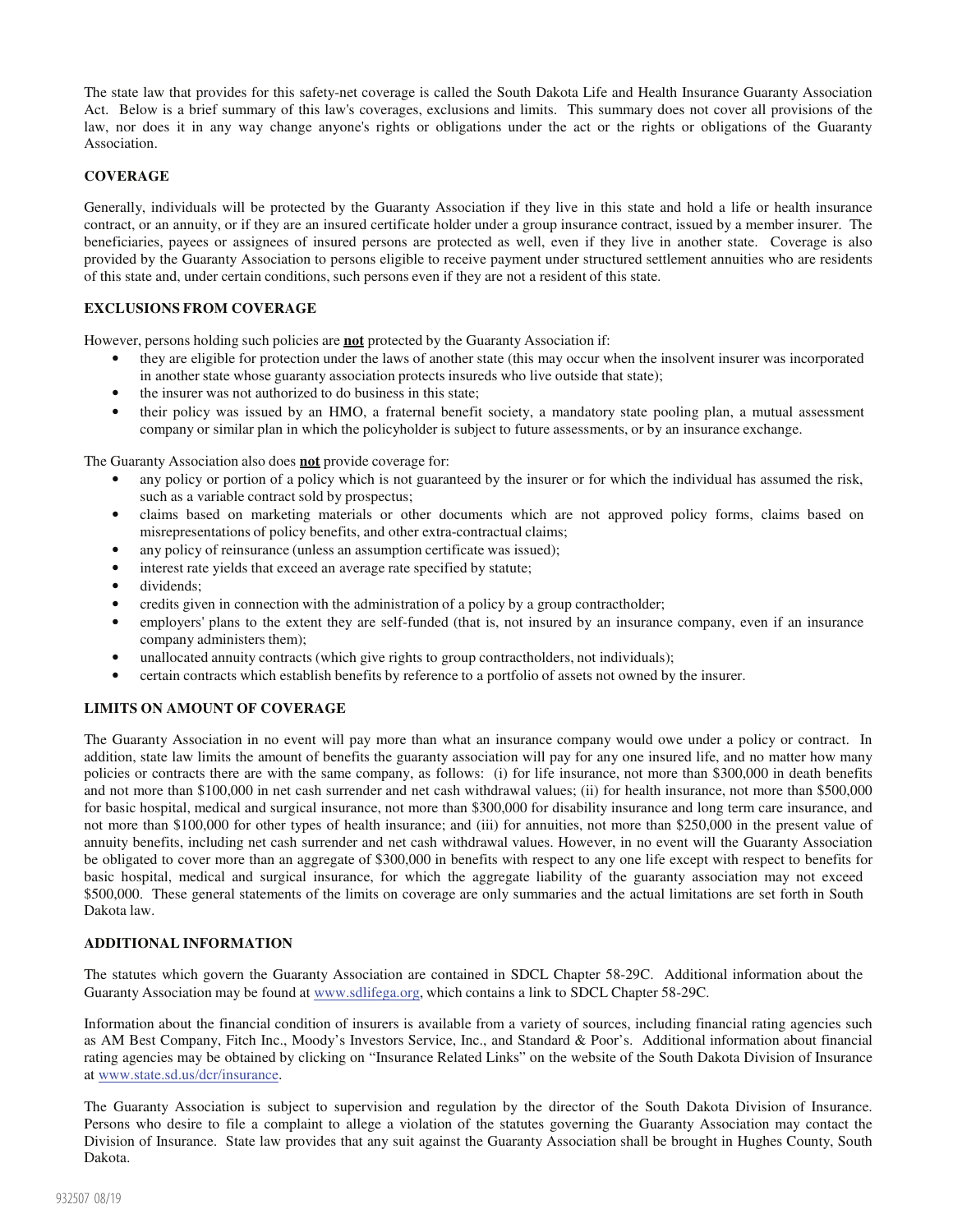The state law that provides for this safety-net coverage is called the South Dakota Life and Health Insurance Guaranty Association Act. Below is a brief summary of this law's coverages, exclusions and limits. This summary does not cover all provisions of the law, nor does it in any way change anyone's rights or obligations under the act or the rights or obligations of the Guaranty Association.

## COVERAGE

Generally, individuals will be protected by the Guaranty Association if they live in this state and hold a life or health insurance contract, or an annuity, or if they are an insured certificate holder under a group insurance contract, issued by a member insurer. The beneficiaries, payees or assignees of insured persons are protected as well, even if they live in another state. Coverage is also provided by the Guaranty Association to persons eligible to receive payment under structured settlement annuities who are residents of this state and, under certain conditions, such persons even if they are not a resident of this state.

## EXCLUSIONS FROM COVERAGE

However, persons holding such policies are **not** protected by the Guaranty Association if:

- they are eligible for protection under the laws of another state (this may occur when the insolvent insurer was incorporated in another state whose guaranty association protects insureds who live outside that state);
- the insurer was not authorized to do business in this state;
- their policy was issued by an HMO, a fraternal benefit society, a mandatory state pooling plan, a mutual assessment company or similar plan in which the policyholder is subject to future assessments, or by an insurance exchange.

The Guaranty Association also does **not** provide coverage for:

- any policy or portion of a policy which is not guaranteed by the insurer or for which the individual has assumed the risk, such as a variable contract sold by prospectus;
- claims based on marketing materials or other documents which are not approved policy forms, claims based on misrepresentations of policy benefits, and other extra-contractual claims;
- any policy of reinsurance (unless an assumption certificate was issued);
- interest rate yields that exceed an average rate specified by statute;
- dividends;
- credits given in connection with the administration of a policy by a group contractholder;
- employers' plans to the extent they are self-funded (that is, not insured by an insurance company, even if an insurance company administers them);
- unallocated annuity contracts (which give rights to group contractholders, not individuals);
- certain contracts which establish benefits by reference to a portfolio of assets not owned by the insurer.

## LIMITS ON AMOUNT OF COVERAGE

The Guaranty Association in no event will pay more than what an insurance company would owe under a policy or contract. In addition, state law limits the amount of benefits the guaranty association will pay for any one insured life, and no matter how many policies or contracts there are with the same company, as follows: (i) for life insurance, not more than $300,000 in death benefits and not more than $100,000 in net cash surrender and net cash withdrawal values; (ii) for health insurance, not more than $500,000 for basic hospital, medical and surgical insurance, not more than $300,000 for disability insurance and long term care insurance, and not more than $100,000 for other types of health insurance; and (iii) for annuities, not more than $250,000 in the present value of annuity benefits, including net cash surrender and net cash withdrawal values. However, in no event will the Guaranty Association be obligated to cover more than an aggregate of $300,000 in benefits with respect to any one life except with respect to benefits for basic hospital, medical and surgical insurance, for which the aggregate liability of the guaranty association may not exceed $500,000. These general statements of the limits on coverage are only summaries and the actual limitations are set forth in South Dakota law.

## ADDITIONAL INFORMATION

The statutes which govern the Guaranty Association are contained in SDCL Chapter 58-29C. Additional information about the Guaranty Association may be found at www.sdlifega.org, which contains a link to SDCL Chapter 58-29C.

Information about the financial condition of insurers is available from a variety of sources, including financial rating agencies such as AM Best Company, Fitch Inc., Moody's Investors Service, Inc., and Standard & Poor's. Additional information about financial rating agencies may be obtained by clicking on "Insurance Related Links" on the website of the South Dakota Division of Insurance at www.state.sd.us/dcr/insurance.

The Guaranty Association is subject to supervision and regulation by the director of the South Dakota Division of Insurance. Persons who desire to file a complaint to allege a violation of the statutes governing the Guaranty Association may contact the Division of Insurance. State law provides that any suit against the Guaranty Association shall be brought in Hughes County, South Dakota.

932507 08/19